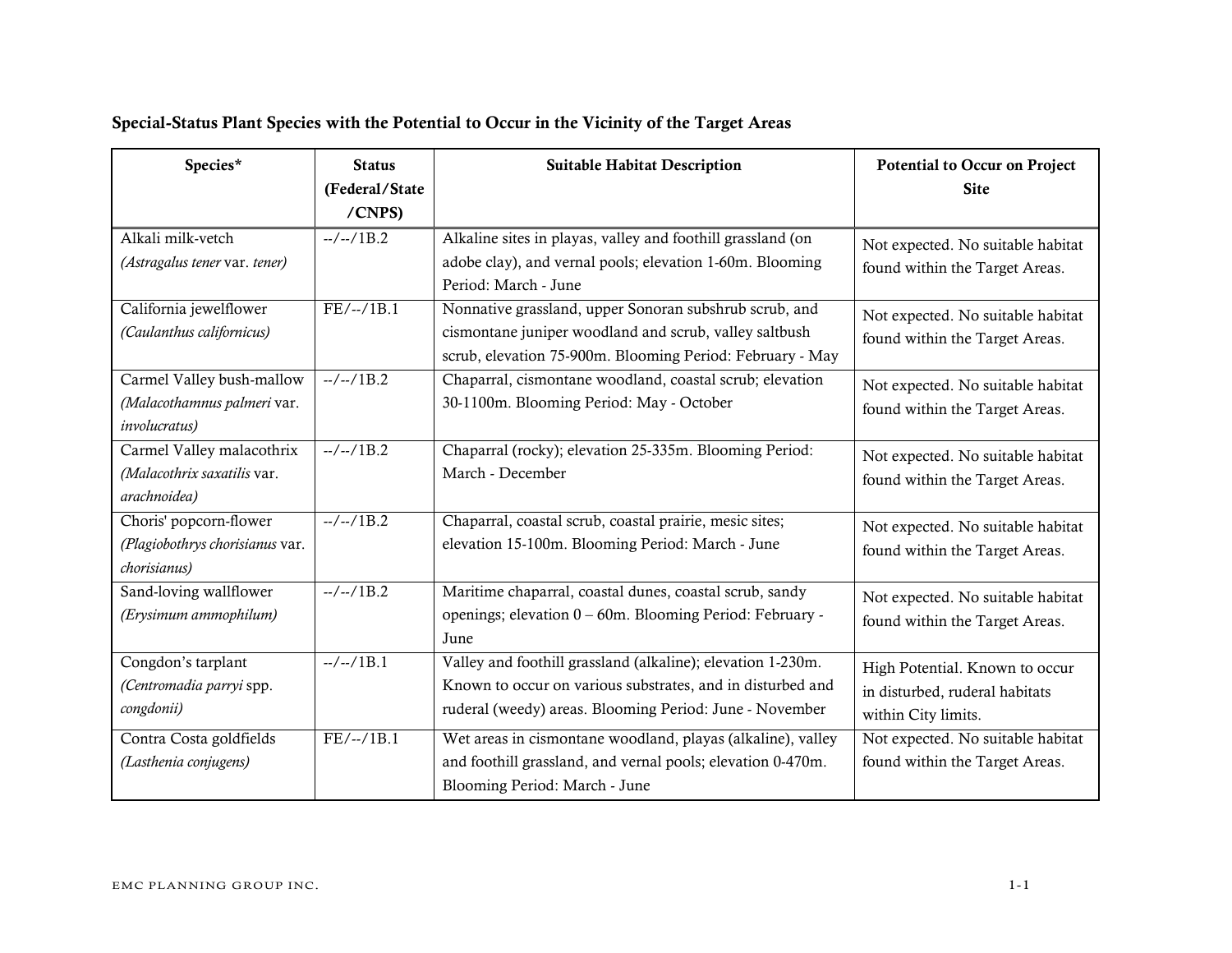## Special-Status Plant Species with the Potential to Occur in the Vicinity of the Target Areas

| Species* | Status (Federal/State /CNPS) | Suitable Habitat Description | Potential to Occur on Project Site |
|---|---|---|---|
| Alkali milk-vetch *(Astragalus tener* var. *tener)* | --/--/1B.2 | Alkaline sites in playas, valley and foothill grassland (on adobe clay), and vernal pools; elevation 1-60m. Blooming Period: March - June | Not expected. No suitable habitat found within the Target Areas. |
| California jewelflower *(Caulanthus californicus)* | FE/--/1B.1 | Nonnative grassland, upper Sonoran subshrub scrub, and cismontane juniper woodland and scrub, valley saltbush scrub, elevation 75-900m. Blooming Period: February - May | Not expected. No suitable habitat found within the Target Areas. |
| Carmel Valley bush-mallow *(Malacothamnus palmeri* var. *involucratus)* | --/--/1B.2 | Chaparral, cismontane woodland, coastal scrub; elevation 30-1100m. Blooming Period: May - October | Not expected. No suitable habitat found within the Target Areas. |
| Carmel Valley malacothrix *(Malacothrix saxatilis* var. *arachnoidea)* | --/--/1B.2 | Chaparral (rocky); elevation 25-335m. Blooming Period: March - December | Not expected. No suitable habitat found within the Target Areas. |
| Choris' popcorn-flower *(Plagiobothrys chorisianus* var. *chorisianus)* | --/--/1B.2 | Chaparral, coastal scrub, coastal prairie, mesic sites; elevation 15-100m. Blooming Period: March - June | Not expected. No suitable habitat found within the Target Areas. |
| Sand-loving wallflower *(Erysimum ammophilum)* | --/--/1B.2 | Maritime chaparral, coastal dunes, coastal scrub, sandy openings; elevation 0 – 60m. Blooming Period: February - June | Not expected. No suitable habitat found within the Target Areas. |
| Congdon's tarplant *(Centromadia parryi* spp. *congdonii)* | --/--/1B.1 | Valley and foothill grassland (alkaline); elevation 1-230m. Known to occur on various substrates, and in disturbed and ruderal (weedy) areas. Blooming Period: June - November | High Potential. Known to occur in disturbed, ruderal habitats within City limits. |
| Contra Costa goldfields *(Lasthenia conjugens)* | FE/--/1B.1 | Wet areas in cismontane woodland, playas (alkaline), valley and foothill grassland, and vernal pools; elevation 0-470m. Blooming Period: March - June | Not expected. No suitable habitat found within the Target Areas. |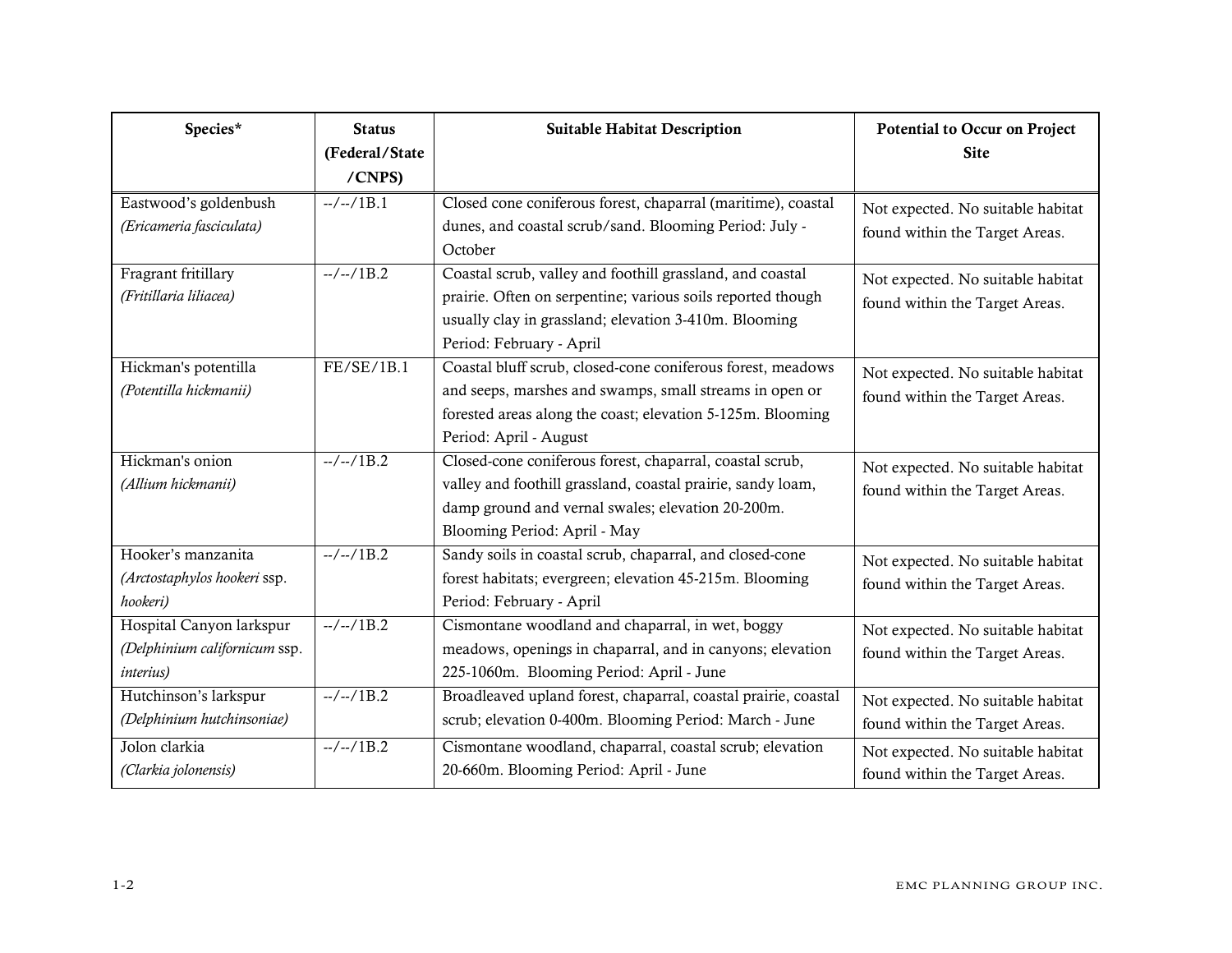| Species* | Status (Federal/State /CNPS) | Suitable Habitat Description | Potential to Occur on Project Site |
|---|---|---|---|
| Eastwood's goldenbush *(Ericameria fasciculata)* | --/--/1B.1 | Closed cone coniferous forest, chaparral (maritime), coastal dunes, and coastal scrub/sand. Blooming Period: July - October | Not expected. No suitable habitat found within the Target Areas. |
| Fragrant fritillary *(Fritillaria liliacea)* | --/--/1B.2 | Coastal scrub, valley and foothill grassland, and coastal prairie. Often on serpentine; various soils reported though usually clay in grassland; elevation 3-410m. Blooming Period: February - April | Not expected. No suitable habitat found within the Target Areas. |
| Hickman's potentilla *(Potentilla hickmanii)* | FE/SE/1B.1 | Coastal bluff scrub, closed-cone coniferous forest, meadows and seeps, marshes and swamps, small streams in open or forested areas along the coast; elevation 5-125m. Blooming Period: April - August | Not expected. No suitable habitat found within the Target Areas. |
| Hickman's onion *(Allium hickmanii)* | --/--/1B.2 | Closed-cone coniferous forest, chaparral, coastal scrub, valley and foothill grassland, coastal prairie, sandy loam, damp ground and vernal swales; elevation 20-200m. Blooming Period: April - May | Not expected. No suitable habitat found within the Target Areas. |
| Hooker's manzanita *(Arctostaphylos hookeri* ssp. *hookeri)* | --/--/1B.2 | Sandy soils in coastal scrub, chaparral, and closed-cone forest habitats; evergreen; elevation 45-215m. Blooming Period: February - April | Not expected. No suitable habitat found within the Target Areas. |
| Hospital Canyon larkspur *(Delphinium californicum* ssp. *interius)* | --/--/1B.2 | Cismontane woodland and chaparral, in wet, boggy meadows, openings in chaparral, and in canyons; elevation 225-1060m. Blooming Period: April - June | Not expected. No suitable habitat found within the Target Areas. |
| Hutchinson's larkspur *(Delphinium hutchinsoniae)* | --/--/1B.2 | Broadleaved upland forest, chaparral, coastal prairie, coastal scrub; elevation 0-400m. Blooming Period: March - June | Not expected. No suitable habitat found within the Target Areas. |
| Jolon clarkia *(Clarkia jolonensis)* | --/--/1B.2 | Cismontane woodland, chaparral, coastal scrub; elevation 20-660m. Blooming Period: April - June | Not expected. No suitable habitat found within the Target Areas. |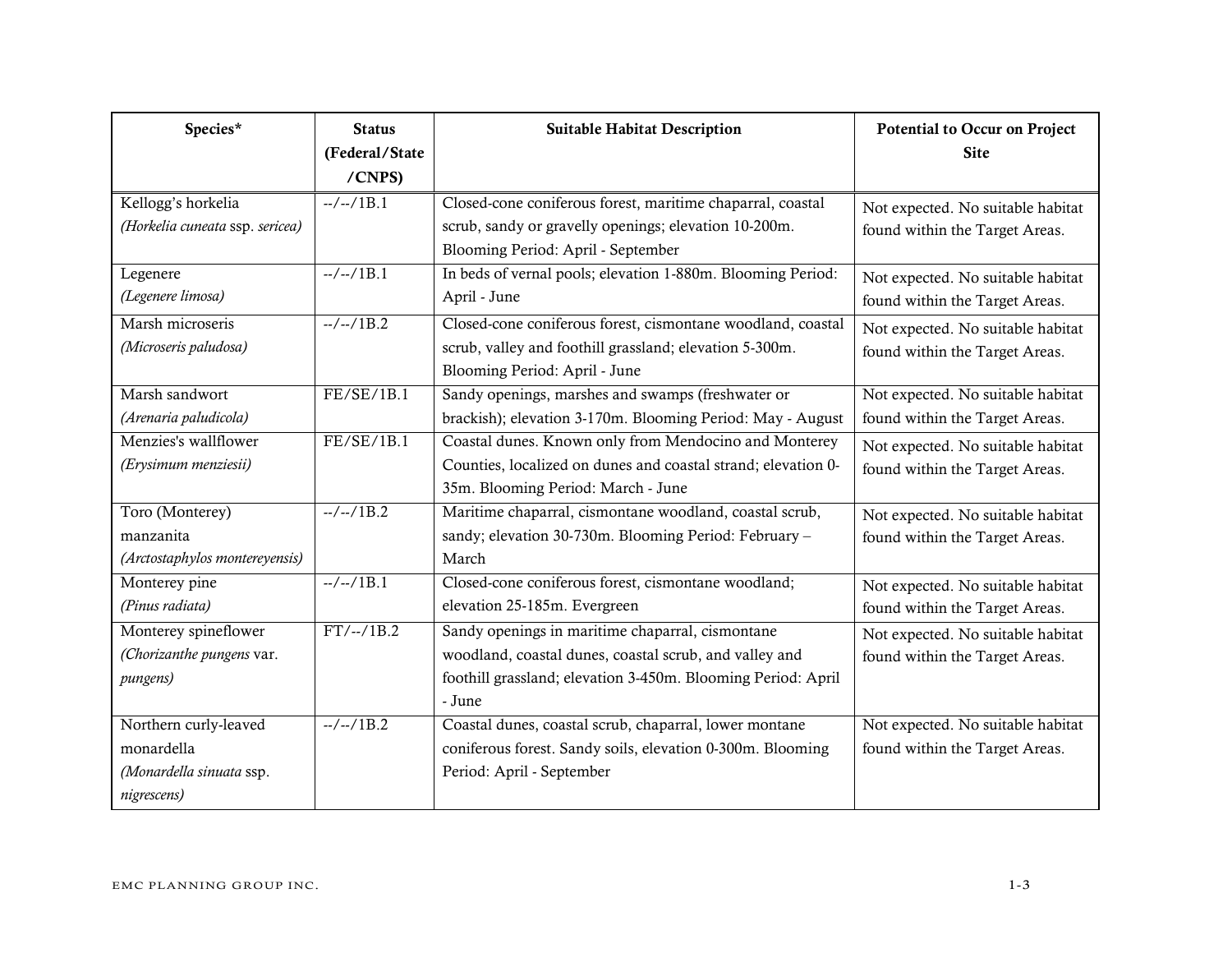| Species* | Status (Federal/State /CNPS) | Suitable Habitat Description | Potential to Occur on Project Site |
|---|---|---|---|
| Kellogg's horkelia *(Horkelia cuneata* ssp. *sericea)* | --/--/1B.1 | Closed-cone coniferous forest, maritime chaparral, coastal scrub, sandy or gravelly openings; elevation 10-200m. Blooming Period: April - September | Not expected. No suitable habitat found within the Target Areas. |
| Legenere *(Legenere limosa)* | --/--/1B.1 | In beds of vernal pools; elevation 1-880m. Blooming Period: April - June | Not expected. No suitable habitat found within the Target Areas. |
| Marsh microseris *(Microseris paludosa)* | --/--/1B.2 | Closed-cone coniferous forest, cismontane woodland, coastal scrub, valley and foothill grassland; elevation 5-300m. Blooming Period: April - June | Not expected. No suitable habitat found within the Target Areas. |
| Marsh sandwort *(Arenaria paludicola)* | FE/SE/1B.1 | Sandy openings, marshes and swamps (freshwater or brackish); elevation 3-170m. Blooming Period: May - August | Not expected. No suitable habitat found within the Target Areas. |
| Menzies's wallflower *(Erysimum menziesii)* | FE/SE/1B.1 | Coastal dunes. Known only from Mendocino and Monterey Counties, localized on dunes and coastal strand; elevation 0-35m. Blooming Period: March - June | Not expected. No suitable habitat found within the Target Areas. |
| Toro (Monterey) manzanita *(Arctostaphylos montereyensis)* | --/--/1B.2 | Maritime chaparral, cismontane woodland, coastal scrub, sandy; elevation 30-730m. Blooming Period: February – March | Not expected. No suitable habitat found within the Target Areas. |
| Monterey pine *(Pinus radiata)* | --/--/1B.1 | Closed-cone coniferous forest, cismontane woodland; elevation 25-185m. Evergreen | Not expected. No suitable habitat found within the Target Areas. |
| Monterey spineflower *(Chorizanthe pungens* var. *pungens)* | FT/--/1B.2 | Sandy openings in maritime chaparral, cismontane woodland, coastal dunes, coastal scrub, and valley and foothill grassland; elevation 3-450m. Blooming Period: April - June | Not expected. No suitable habitat found within the Target Areas. |
| Northern curly-leaved monardella *(Monardella sinuata* ssp. *nigrescens)* | --/--/1B.2 | Coastal dunes, coastal scrub, chaparral, lower montane coniferous forest. Sandy soils, elevation 0-300m. Blooming Period: April - September | Not expected. No suitable habitat found within the Target Areas. |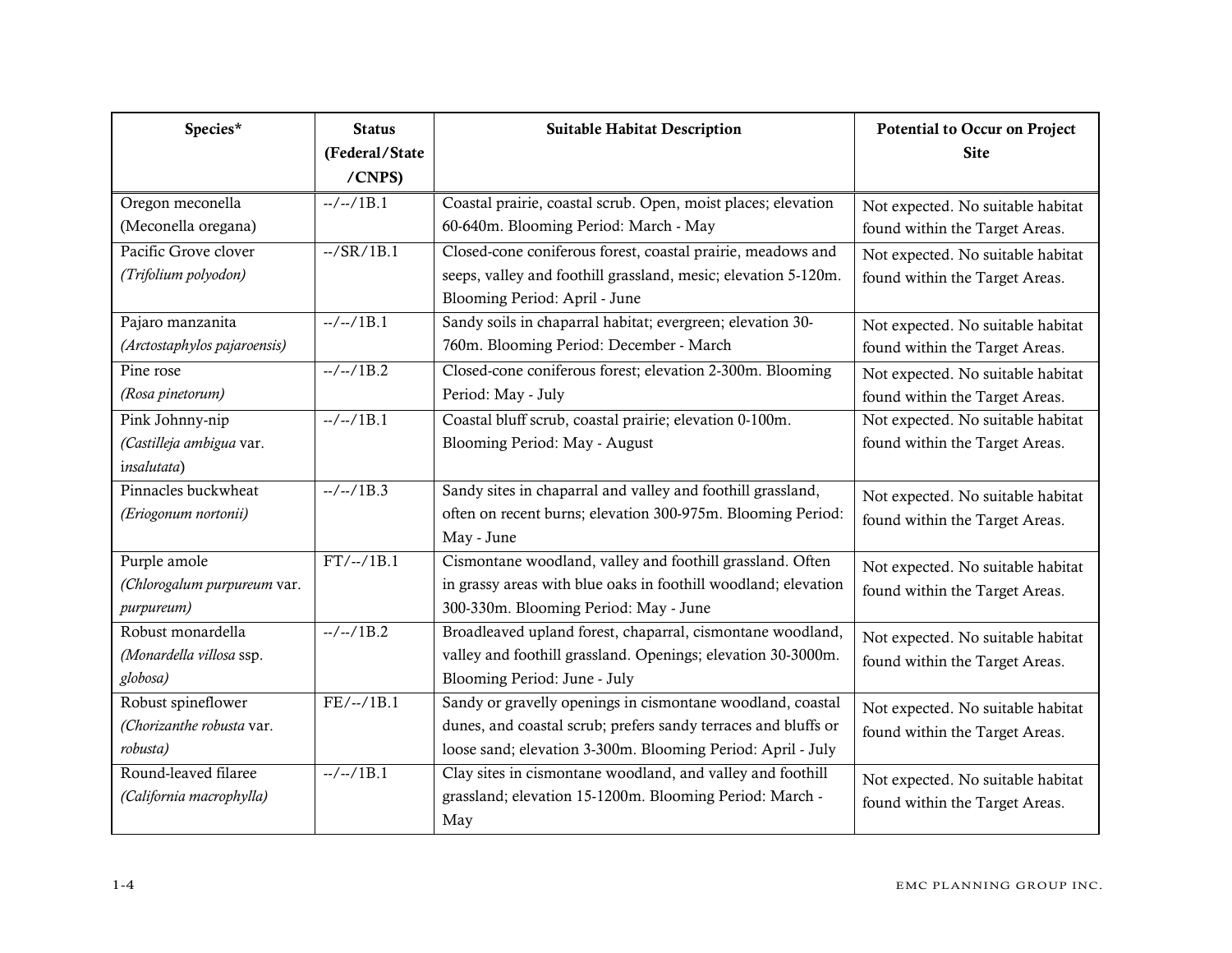| Species* | Status (Federal/State/CNPS) | Suitable Habitat Description | Potential to Occur on Project Site |
|---|---|---|---|
| Oregon meconella (Meconella oregana) | --/--/1B.1 | Coastal prairie, coastal scrub. Open, moist places; elevation 60-640m. Blooming Period: March - May | Not expected. No suitable habitat found within the Target Areas. |
| Pacific Grove clover *(Trifolium polyodon)* | --/SR/1B.1 | Closed-cone coniferous forest, coastal prairie, meadows and seeps, valley and foothill grassland, mesic; elevation 5-120m. Blooming Period: April - June | Not expected. No suitable habitat found within the Target Areas. |
| Pajaro manzanita *(Arctostaphylos pajaroensis)* | --/--/1B.1 | Sandy soils in chaparral habitat; evergreen; elevation 30-760m. Blooming Period: December - March | Not expected. No suitable habitat found within the Target Areas. |
| Pine rose *(Rosa pinetorum)* | --/--/1B.2 | Closed-cone coniferous forest; elevation 2-300m. Blooming Period: May - July | Not expected. No suitable habitat found within the Target Areas. |
| Pink Johnny-nip *(Castilleja ambigua* var. *insalutata*) | --/--/1B.1 | Coastal bluff scrub, coastal prairie; elevation 0-100m. Blooming Period: May - August | Not expected. No suitable habitat found within the Target Areas. |
| Pinnacles buckwheat *(Eriogonum nortonii)* | --/--/1B.3 | Sandy sites in chaparral and valley and foothill grassland, often on recent burns; elevation 300-975m. Blooming Period: May - June | Not expected. No suitable habitat found within the Target Areas. |
| Purple amole *(Chlorogalum purpureum* var. *purpureum)* | FT/--/1B.1 | Cismontane woodland, valley and foothill grassland. Often in grassy areas with blue oaks in foothill woodland; elevation 300-330m. Blooming Period: May - June | Not expected. No suitable habitat found within the Target Areas. |
| Robust monardella *(Monardella villosa* ssp. *globosa)* | --/--/1B.2 | Broadleaved upland forest, chaparral, cismontane woodland, valley and foothill grassland. Openings; elevation 30-3000m. Blooming Period: June - July | Not expected. No suitable habitat found within the Target Areas. |
| Robust spineflower *(Chorizanthe robusta* var. *robusta)* | FE/--/1B.1 | Sandy or gravelly openings in cismontane woodland, coastal dunes, and coastal scrub; prefers sandy terraces and bluffs or loose sand; elevation 3-300m. Blooming Period: April - July | Not expected. No suitable habitat found within the Target Areas. |
| Round-leaved filaree *(California macrophylla)* | --/--/1B.1 | Clay sites in cismontane woodland, and valley and foothill grassland; elevation 15-1200m. Blooming Period: March - May | Not expected. No suitable habitat found within the Target Areas. |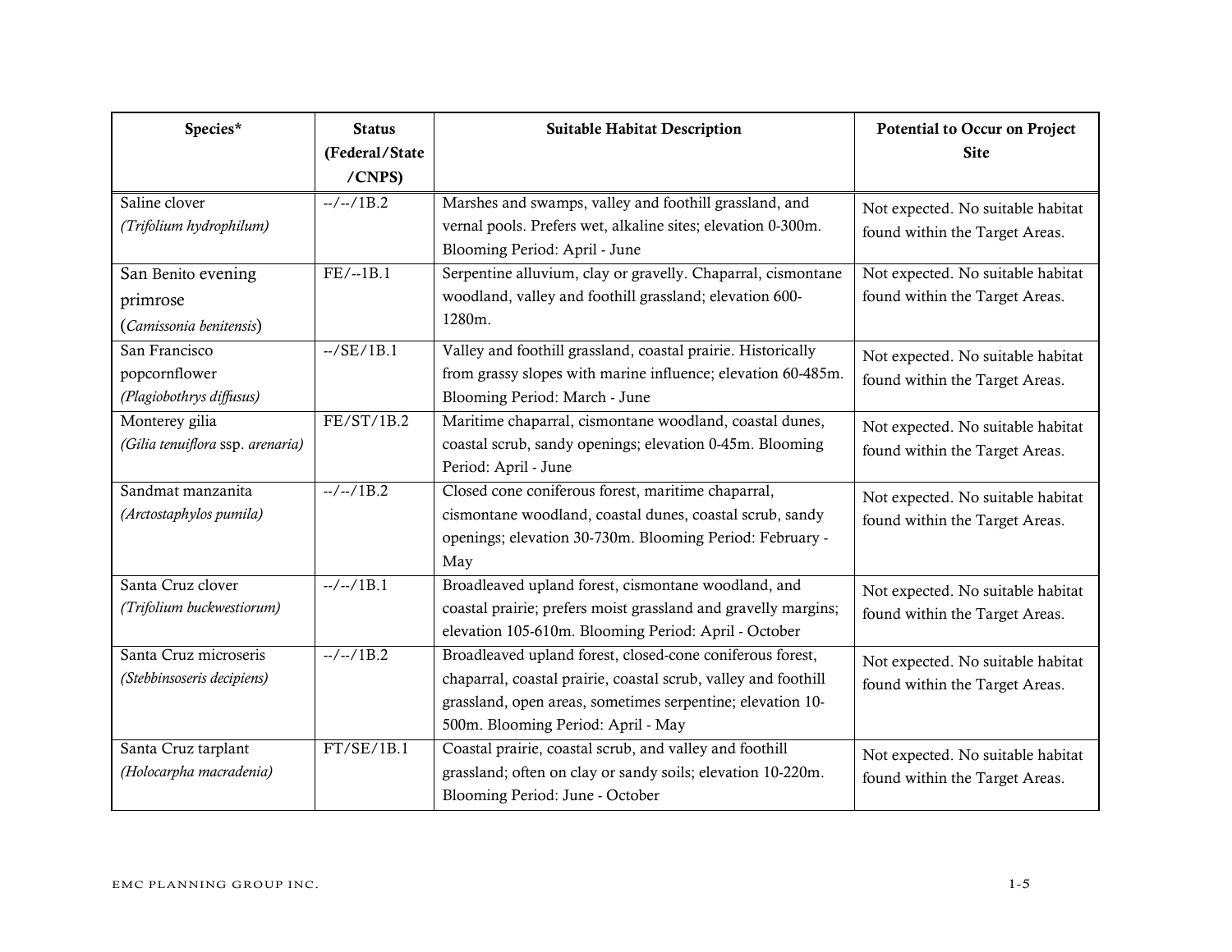| Species* | Status (Federal/State /CNPS) | Suitable Habitat Description | Potential to Occur on Project Site |
|---|---|---|---|
| Saline clover *(Trifolium hydrophilum)* | --/--/1B.2 | Marshes and swamps, valley and foothill grassland, and vernal pools. Prefers wet, alkaline sites; elevation 0-300m. Blooming Period: April - June | Not expected. No suitable habitat found within the Target Areas. |
| San Benito evening primrose (*Camissonia benitensis*) | FE/--1B.1 | Serpentine alluvium, clay or gravelly. Chaparral, cismontane woodland, valley and foothill grassland; elevation 600-1280m. | Not expected. No suitable habitat found within the Target Areas. |
| San Francisco popcornflower *(Plagiobothrys diffusus)* | --/SE/1B.1 | Valley and foothill grassland, coastal prairie. Historically from grassy slopes with marine influence; elevation 60-485m. Blooming Period: March - June | Not expected. No suitable habitat found within the Target Areas. |
| Monterey gilia *(Gilia tenuiflora* ssp. *arenaria)* | FE/ST/1B.2 | Maritime chaparral, cismontane woodland, coastal dunes, coastal scrub, sandy openings; elevation 0-45m. Blooming Period: April - June | Not expected. No suitable habitat found within the Target Areas. |
| Sandmat manzanita *(Arctostaphylos pumila)* | --/--/1B.2 | Closed cone coniferous forest, maritime chaparral, cismontane woodland, coastal dunes, coastal scrub, sandy openings; elevation 30-730m. Blooming Period: February - May | Not expected. No suitable habitat found within the Target Areas. |
| Santa Cruz clover *(Trifolium buckwestiorum)* | --/--/1B.1 | Broadleaved upland forest, cismontane woodland, and coastal prairie; prefers moist grassland and gravelly margins; elevation 105-610m. Blooming Period: April - October | Not expected. No suitable habitat found within the Target Areas. |
| Santa Cruz microseris *(Stebbinsoseris decipiens)* | --/--/1B.2 | Broadleaved upland forest, closed-cone coniferous forest, chaparral, coastal prairie, coastal scrub, valley and foothill grassland, open areas, sometimes serpentine; elevation 10-500m. Blooming Period: April - May | Not expected. No suitable habitat found within the Target Areas. |
| Santa Cruz tarplant *(Holocarpha macradenia)* | FT/SE/1B.1 | Coastal prairie, coastal scrub, and valley and foothill grassland; often on clay or sandy soils; elevation 10-220m. Blooming Period: June - October | Not expected. No suitable habitat found within the Target Areas. |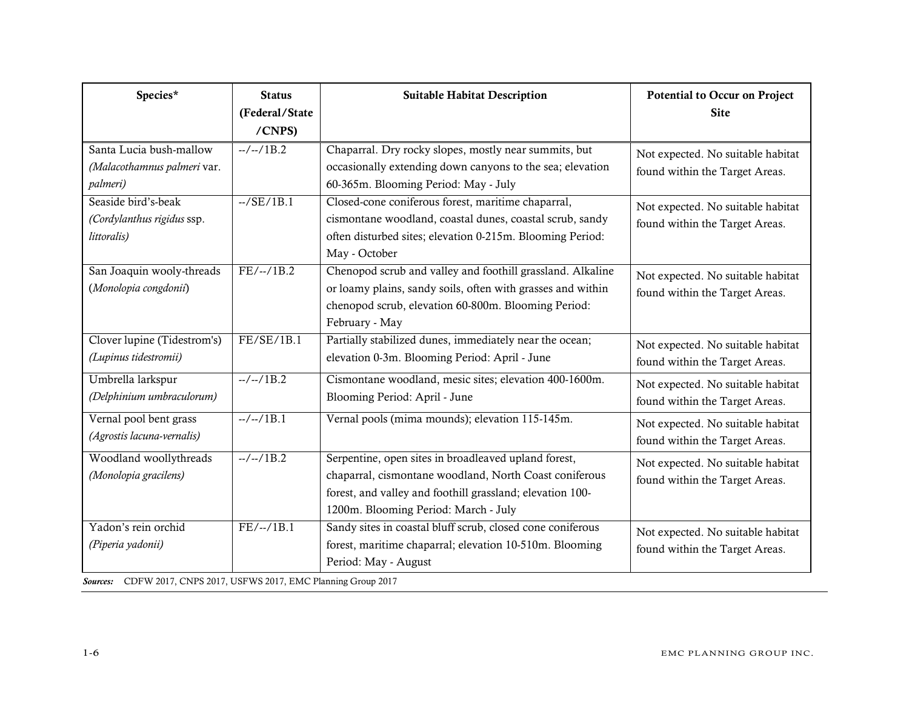| Species* | Status (Federal/State /CNPS) | Suitable Habitat Description | Potential to Occur on Project Site |
|---|---|---|---|
| Santa Lucia bush-mallow *(Malacothamnus palmeri* var. *palmeri)* | --/--/1B.2 | Chaparral. Dry rocky slopes, mostly near summits, but occasionally extending down canyons to the sea; elevation 60-365m. Blooming Period: May - July | Not expected. No suitable habitat found within the Target Areas. |
| Seaside bird's-beak *(Cordylanthus rigidus* ssp. *littoralis)* | --/SE/1B.1 | Closed-cone coniferous forest, maritime chaparral, cismontane woodland, coastal dunes, coastal scrub, sandy often disturbed sites; elevation 0-215m. Blooming Period: May - October | Not expected. No suitable habitat found within the Target Areas. |
| San Joaquin wooly-threads (*Monolopia congdonii*) | FE/--/1B.2 | Chenopod scrub and valley and foothill grassland. Alkaline or loamy plains, sandy soils, often with grasses and within chenopod scrub, elevation 60-800m. Blooming Period: February - May | Not expected. No suitable habitat found within the Target Areas. |
| Clover lupine (Tidestrom's) *(Lupinus tidestromii)* | FE/SE/1B.1 | Partially stabilized dunes, immediately near the ocean; elevation 0-3m. Blooming Period: April - June | Not expected. No suitable habitat found within the Target Areas. |
| Umbrella larkspur *(Delphinium umbraculorum)* | --/--/1B.2 | Cismontane woodland, mesic sites; elevation 400-1600m. Blooming Period: April - June | Not expected. No suitable habitat found within the Target Areas. |
| Vernal pool bent grass *(Agrostis lacuna-vernalis)* | --/--/1B.1 | Vernal pools (mima mounds); elevation 115-145m. | Not expected. No suitable habitat found within the Target Areas. |
| Woodland woollythreads *(Monolopia gracilens)* | --/--/1B.2 | Serpentine, open sites in broadleaved upland forest, chaparral, cismontane woodland, North Coast coniferous forest, and valley and foothill grassland; elevation 100-1200m. Blooming Period: March - July | Not expected. No suitable habitat found within the Target Areas. |
| Yadon's rein orchid *(Piperia yadonii)* | FE/--/1B.1 | Sandy sites in coastal bluff scrub, closed cone coniferous forest, maritime chaparral; elevation 10-510m. Blooming Period: May - August | Not expected. No suitable habitat found within the Target Areas. |

***Sources:*** CDFW 2017, CNPS 2017, USFWS 2017, EMC Planning Group 2017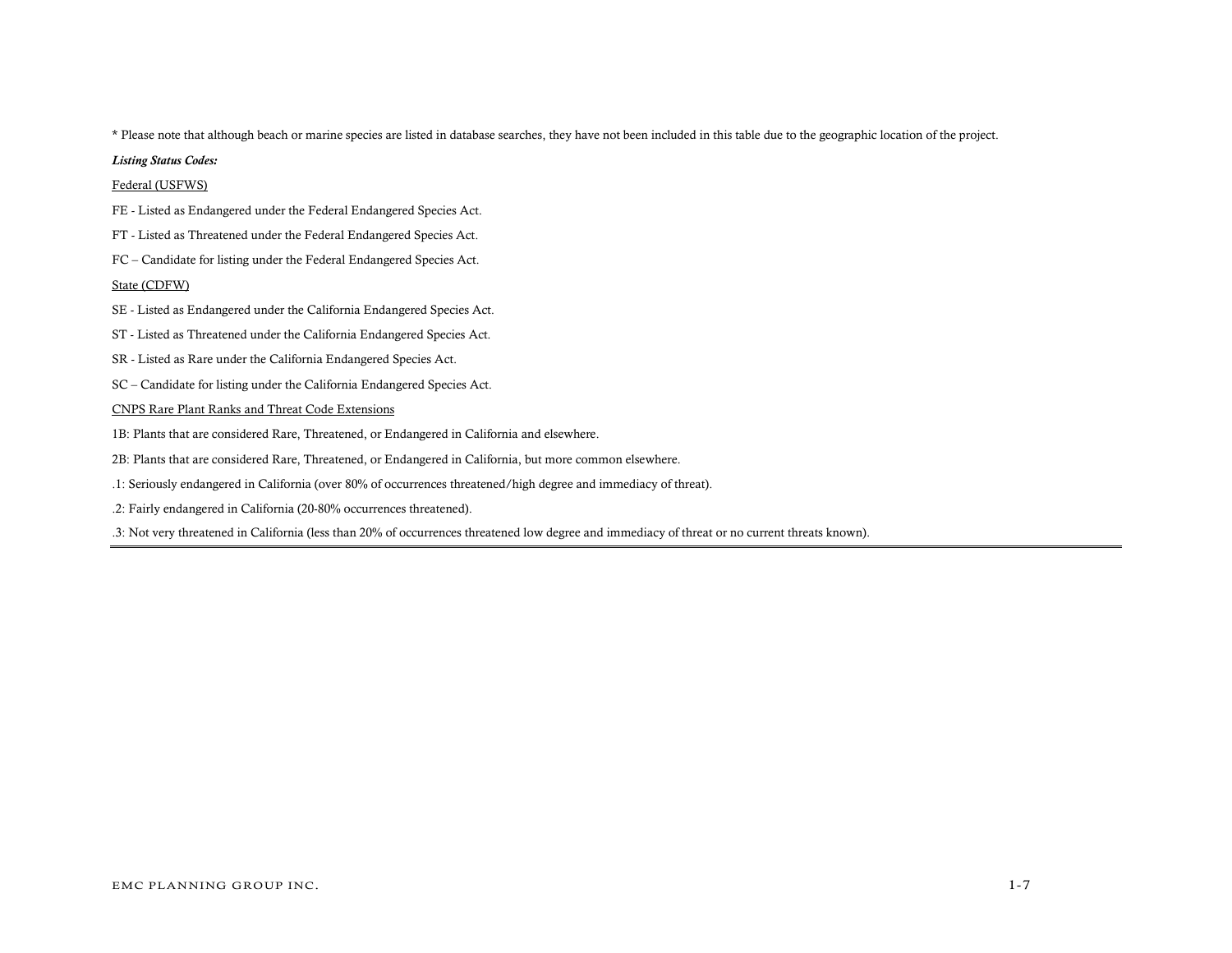* Please note that although beach or marine species are listed in database searches, they have not been included in this table due to the geographic location of the project.

***Listing Status Codes:***

Federal (USFWS)

FE - Listed as Endangered under the Federal Endangered Species Act.

FT - Listed as Threatened under the Federal Endangered Species Act.

FC – Candidate for listing under the Federal Endangered Species Act.

State (CDFW)

SE - Listed as Endangered under the California Endangered Species Act.

ST - Listed as Threatened under the California Endangered Species Act.

SR - Listed as Rare under the California Endangered Species Act.

SC – Candidate for listing under the California Endangered Species Act.

CNPS Rare Plant Ranks and Threat Code Extensions

1B: Plants that are considered Rare, Threatened, or Endangered in California and elsewhere.

2B: Plants that are considered Rare, Threatened, or Endangered in California, but more common elsewhere.

.1: Seriously endangered in California (over 80% of occurrences threatened/high degree and immediacy of threat).

.2: Fairly endangered in California (20-80% occurrences threatened).

.3: Not very threatened in California (less than 20% of occurrences threatened low degree and immediacy of threat or no current threats known).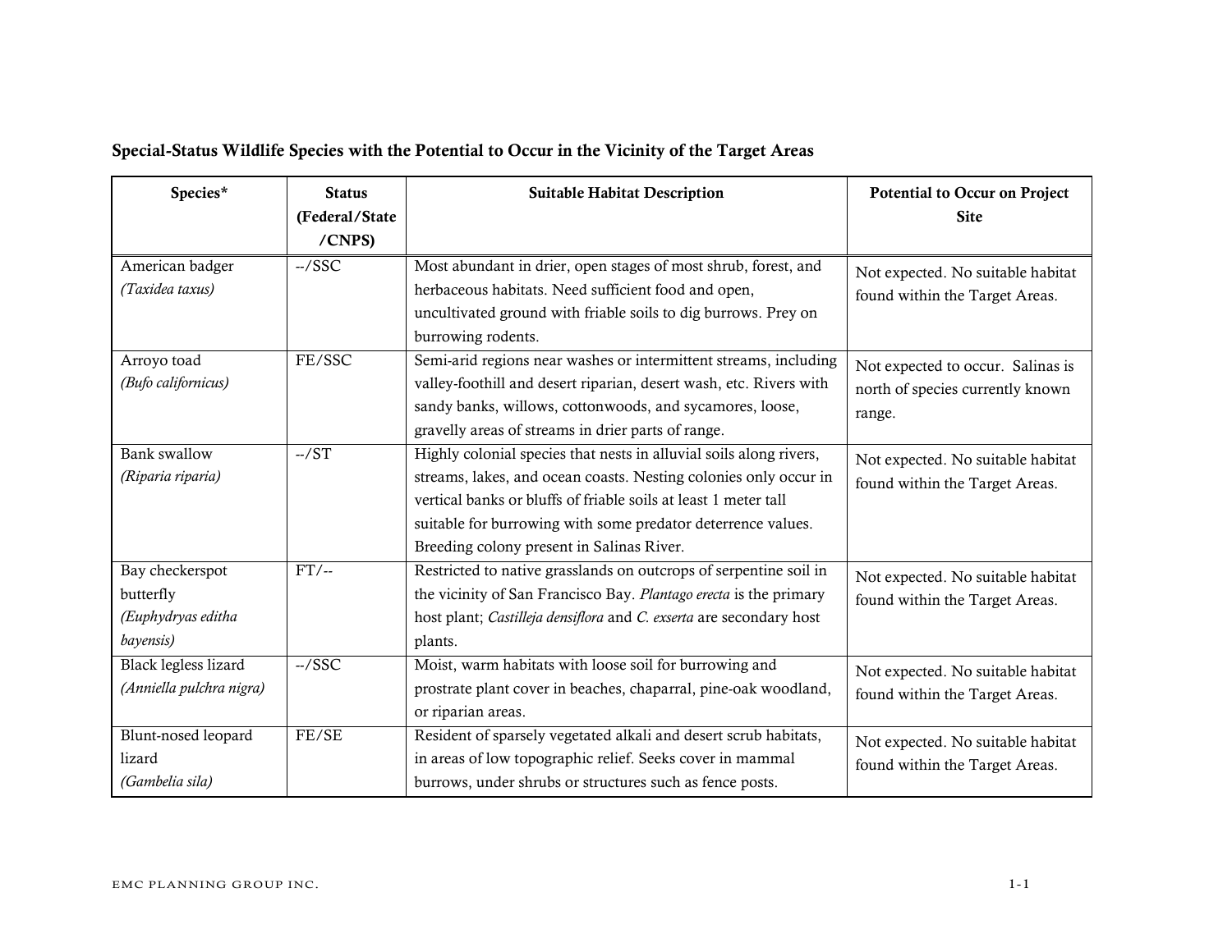### Special-Status Wildlife Species with the Potential to Occur in the Vicinity of the Target Areas

| Species* | Status (Federal/State /CNPS) | Suitable Habitat Description | Potential to Occur on Project Site |
|---|---|---|---|
| American badger *(Taxidea taxus)* | --/SSC | Most abundant in drier, open stages of most shrub, forest, and herbaceous habitats. Need sufficient food and open, uncultivated ground with friable soils to dig burrows. Prey on burrowing rodents. | Not expected. No suitable habitat found within the Target Areas. |
| Arroyo toad *(Bufo californicus)* | FE/SSC | Semi-arid regions near washes or intermittent streams, including valley-foothill and desert riparian, desert wash, etc. Rivers with sandy banks, willows, cottonwoods, and sycamores, loose, gravelly areas of streams in drier parts of range. | Not expected to occur. Salinas is north of species currently known range. |
| Bank swallow *(Riparia riparia)* | --/ST | Highly colonial species that nests in alluvial soils along rivers, streams, lakes, and ocean coasts. Nesting colonies only occur in vertical banks or bluffs of friable soils at least 1 meter tall suitable for burrowing with some predator deterrence values. Breeding colony present in Salinas River. | Not expected. No suitable habitat found within the Target Areas. |
| Bay checkerspot butterfly *(Euphydryas editha bayensis)* | FT/-- | Restricted to native grasslands on outcrops of serpentine soil in the vicinity of San Francisco Bay. *Plantago erecta* is the primary host plant; *Castilleja densiflora* and *C. exserta* are secondary host plants. | Not expected. No suitable habitat found within the Target Areas. |
| Black legless lizard *(Anniella pulchra nigra)* | --/SSC | Moist, warm habitats with loose soil for burrowing and prostrate plant cover in beaches, chaparral, pine-oak woodland, or riparian areas. | Not expected. No suitable habitat found within the Target Areas. |
| Blunt-nosed leopard lizard *(Gambelia sila)* | FE/SE | Resident of sparsely vegetated alkali and desert scrub habitats, in areas of low topographic relief. Seeks cover in mammal burrows, under shrubs or structures such as fence posts. | Not expected. No suitable habitat found within the Target Areas. |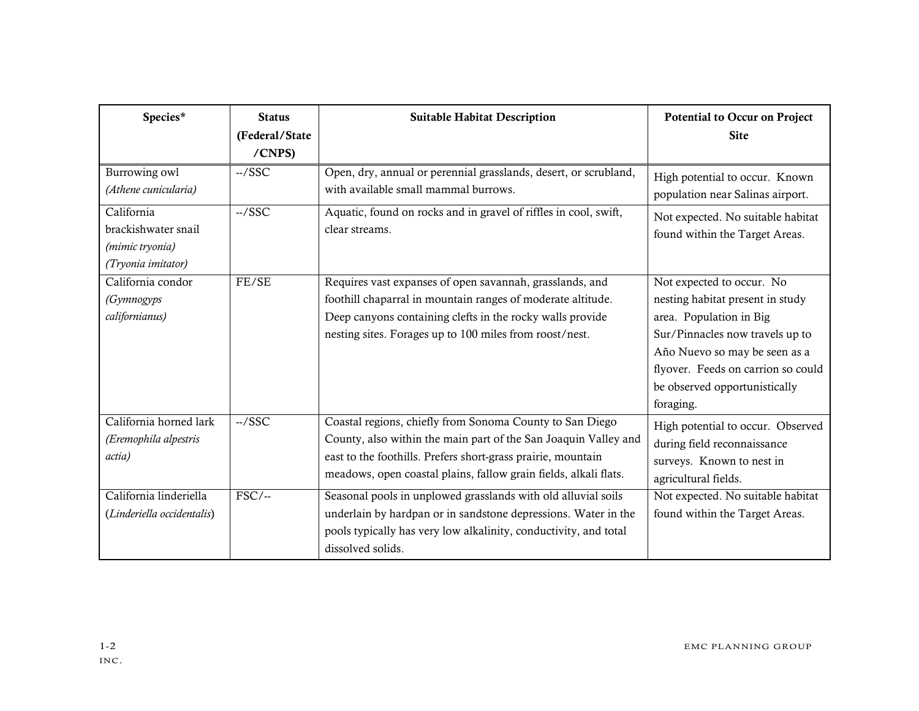| Species* | Status (Federal/State /CNPS) | Suitable Habitat Description | Potential to Occur on Project Site |
|---|---|---|---|
| Burrowing owl *(Athene cunicularia)* | --/SSC | Open, dry, annual or perennial grasslands, desert, or scrubland, with available small mammal burrows. | High potential to occur. Known population near Salinas airport. |
| California brackishwater snail *(mimic tryonia)* *(Tryonia imitator)* | --/SSC | Aquatic, found on rocks and in gravel of riffles in cool, swift, clear streams. | Not expected. No suitable habitat found within the Target Areas. |
| California condor *(Gymnogyps californianus)* | FE/SE | Requires vast expanses of open savannah, grasslands, and foothill chaparral in mountain ranges of moderate altitude. Deep canyons containing clefts in the rocky walls provide nesting sites. Forages up to 100 miles from roost/nest. | Not expected to occur. No nesting habitat present in study area. Population in Big Sur/Pinnacles now travels up to Año Nuevo so may be seen as a flyover. Feeds on carrion so could be observed opportunistically foraging. |
| California horned lark *(Eremophila alpestris actia)* | --/SSC | Coastal regions, chiefly from Sonoma County to San Diego County, also within the main part of the San Joaquin Valley and east to the foothills. Prefers short-grass prairie, mountain meadows, open coastal plains, fallow grain fields, alkali flats. | High potential to occur. Observed during field reconnaissance surveys. Known to nest in agricultural fields. |
| California linderiella (*Linderiella occidentalis*) | FSC/-- | Seasonal pools in unplowed grasslands with old alluvial soils underlain by hardpan or in sandstone depressions. Water in the pools typically has very low alkalinity, conductivity, and total dissolved solids. | Not expected. No suitable habitat found within the Target Areas. |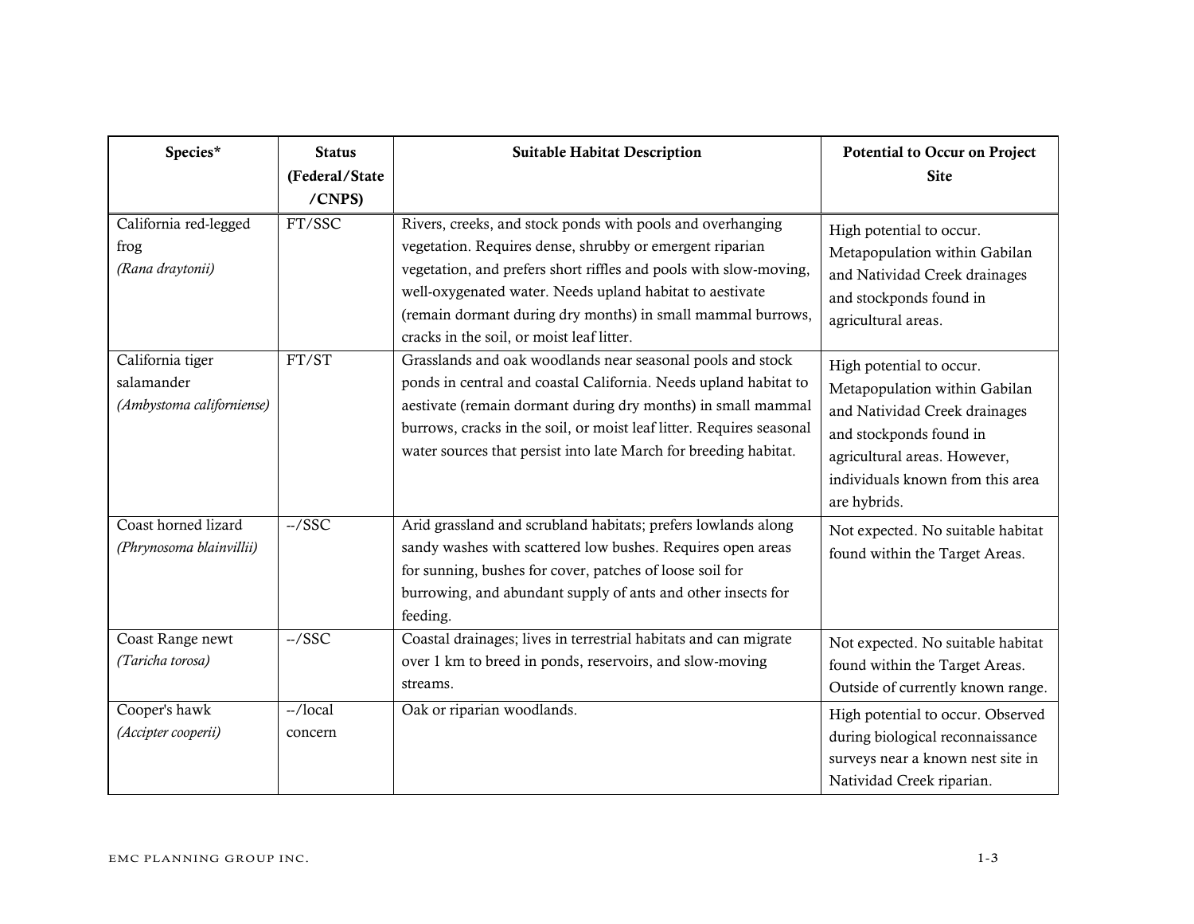| Species* | Status (Federal/State /CNPS) | Suitable Habitat Description | Potential to Occur on Project Site |
|---|---|---|---|
| California red-legged frog *(Rana draytonii)* | FT/SSC | Rivers, creeks, and stock ponds with pools and overhanging vegetation. Requires dense, shrubby or emergent riparian vegetation, and prefers short riffles and pools with slow-moving, well-oxygenated water. Needs upland habitat to aestivate (remain dormant during dry months) in small mammal burrows, cracks in the soil, or moist leaf litter. | High potential to occur. Metapopulation within Gabilan and Natividad Creek drainages and stockponds found in agricultural areas. |
| California tiger salamander *(Ambystoma californiense)* | FT/ST | Grasslands and oak woodlands near seasonal pools and stock ponds in central and coastal California. Needs upland habitat to aestivate (remain dormant during dry months) in small mammal burrows, cracks in the soil, or moist leaf litter. Requires seasonal water sources that persist into late March for breeding habitat. | High potential to occur. Metapopulation within Gabilan and Natividad Creek drainages and stockponds found in agricultural areas. However, individuals known from this area are hybrids. |
| Coast horned lizard *(Phrynosoma blainvillii)* | --/SSC | Arid grassland and scrubland habitats; prefers lowlands along sandy washes with scattered low bushes. Requires open areas for sunning, bushes for cover, patches of loose soil for burrowing, and abundant supply of ants and other insects for feeding. | Not expected. No suitable habitat found within the Target Areas. |
| Coast Range newt *(Taricha torosa)* | --/SSC | Coastal drainages; lives in terrestrial habitats and can migrate over 1 km to breed in ponds, reservoirs, and slow-moving streams. | Not expected. No suitable habitat found within the Target Areas. Outside of currently known range. |
| Cooper's hawk *(Accipter cooperii)* | --/local concern | Oak or riparian woodlands. | High potential to occur. Observed during biological reconnaissance surveys near a known nest site in Natividad Creek riparian. |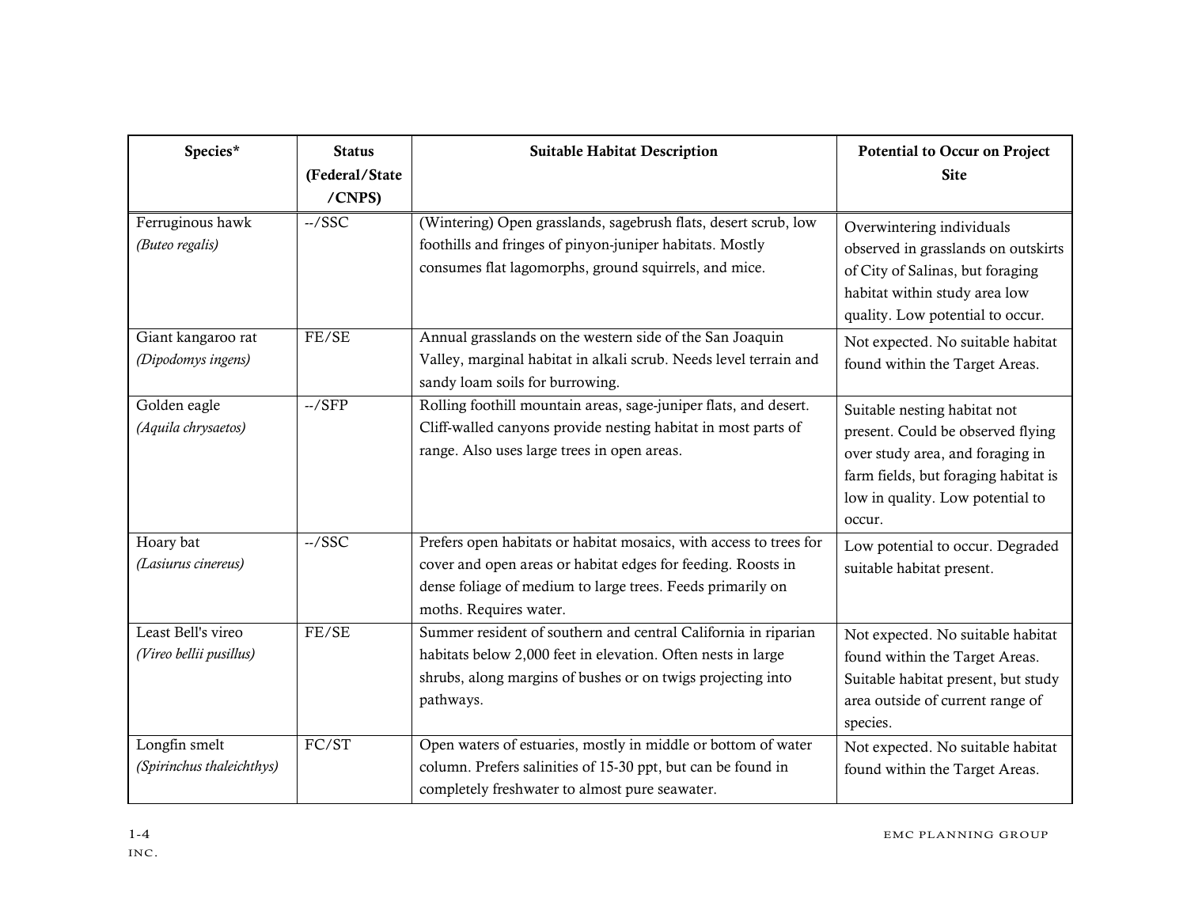| Species* | Status (Federal/State /CNPS) | Suitable Habitat Description | Potential to Occur on Project Site |
|---|---|---|---|
| Ferruginous hawk *(Buteo regalis)* | --/SSC | (Wintering) Open grasslands, sagebrush flats, desert scrub, low foothills and fringes of pinyon-juniper habitats. Mostly consumes flat lagomorphs, ground squirrels, and mice. | Overwintering individuals observed in grasslands on outskirts of City of Salinas, but foraging habitat within study area low quality. Low potential to occur. |
| Giant kangaroo rat *(Dipodomys ingens)* | FE/SE | Annual grasslands on the western side of the San Joaquin Valley, marginal habitat in alkali scrub. Needs level terrain and sandy loam soils for burrowing. | Not expected. No suitable habitat found within the Target Areas. |
| Golden eagle *(Aquila chrysaetos)* | --/SFP | Rolling foothill mountain areas, sage-juniper flats, and desert. Cliff-walled canyons provide nesting habitat in most parts of range. Also uses large trees in open areas. | Suitable nesting habitat not present. Could be observed flying over study area, and foraging in farm fields, but foraging habitat is low in quality. Low potential to occur. |
| Hoary bat *(Lasiurus cinereus)* | --/SSC | Prefers open habitats or habitat mosaics, with access to trees for cover and open areas or habitat edges for feeding. Roosts in dense foliage of medium to large trees. Feeds primarily on moths. Requires water. | Low potential to occur. Degraded suitable habitat present. |
| Least Bell's vireo *(Vireo bellii pusillus)* | FE/SE | Summer resident of southern and central California in riparian habitats below 2,000 feet in elevation. Often nests in large shrubs, along margins of bushes or on twigs projecting into pathways. | Not expected. No suitable habitat found within the Target Areas. Suitable habitat present, but study area outside of current range of species. |
| Longfin smelt *(Spirinchus thaleichthys)* | FC/ST | Open waters of estuaries, mostly in middle or bottom of water column. Prefers salinities of 15-30 ppt, but can be found in completely freshwater to almost pure seawater. | Not expected. No suitable habitat found within the Target Areas. |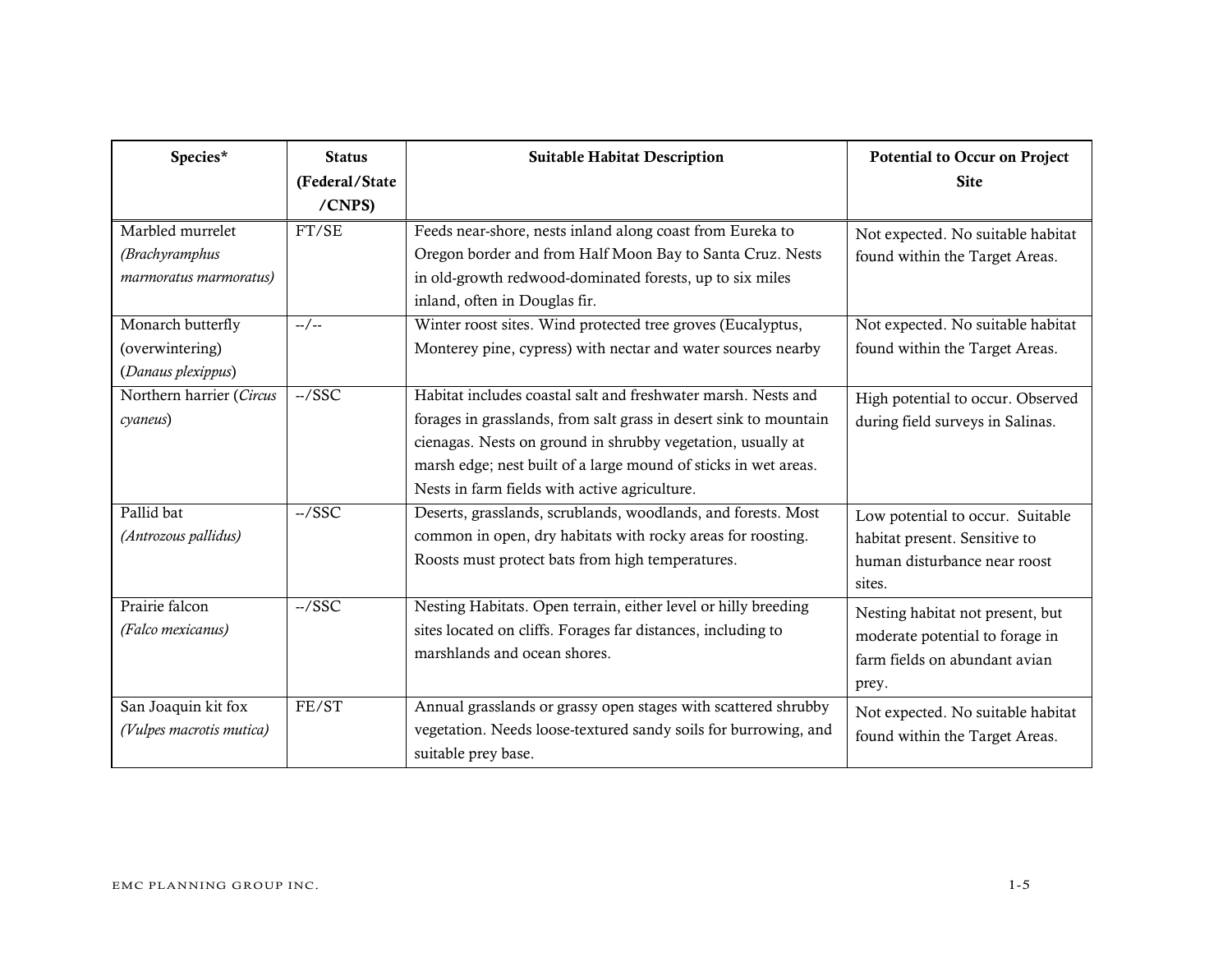| Species* | Status (Federal/State /CNPS) | Suitable Habitat Description | Potential to Occur on Project Site |
|---|---|---|---|
| Marbled murrelet *(Brachyramphus marmoratus marmoratus)* | FT/SE | Feeds near-shore, nests inland along coast from Eureka to Oregon border and from Half Moon Bay to Santa Cruz. Nests in old-growth redwood-dominated forests, up to six miles inland, often in Douglas fir. | Not expected. No suitable habitat found within the Target Areas. |
| Monarch butterfly (overwintering) (*Danaus plexippus*) | --/-- | Winter roost sites. Wind protected tree groves (Eucalyptus, Monterey pine, cypress) with nectar and water sources nearby | Not expected. No suitable habitat found within the Target Areas. |
| Northern harrier (*Circus cyaneus*) | --/SSC | Habitat includes coastal salt and freshwater marsh. Nests and forages in grasslands, from salt grass in desert sink to mountain cienagas. Nests on ground in shrubby vegetation, usually at marsh edge; nest built of a large mound of sticks in wet areas. Nests in farm fields with active agriculture. | High potential to occur. Observed during field surveys in Salinas. |
| Pallid bat *(Antrozous pallidus)* | --/SSC | Deserts, grasslands, scrublands, woodlands, and forests. Most common in open, dry habitats with rocky areas for roosting. Roosts must protect bats from high temperatures. | Low potential to occur. Suitable habitat present. Sensitive to human disturbance near roost sites. |
| Prairie falcon *(Falco mexicanus)* | --/SSC | Nesting Habitats. Open terrain, either level or hilly breeding sites located on cliffs. Forages far distances, including to marshlands and ocean shores. | Nesting habitat not present, but moderate potential to forage in farm fields on abundant avian prey. |
| San Joaquin kit fox *(Vulpes macrotis mutica)* | FE/ST | Annual grasslands or grassy open stages with scattered shrubby vegetation. Needs loose-textured sandy soils for burrowing, and suitable prey base. | Not expected. No suitable habitat found within the Target Areas. |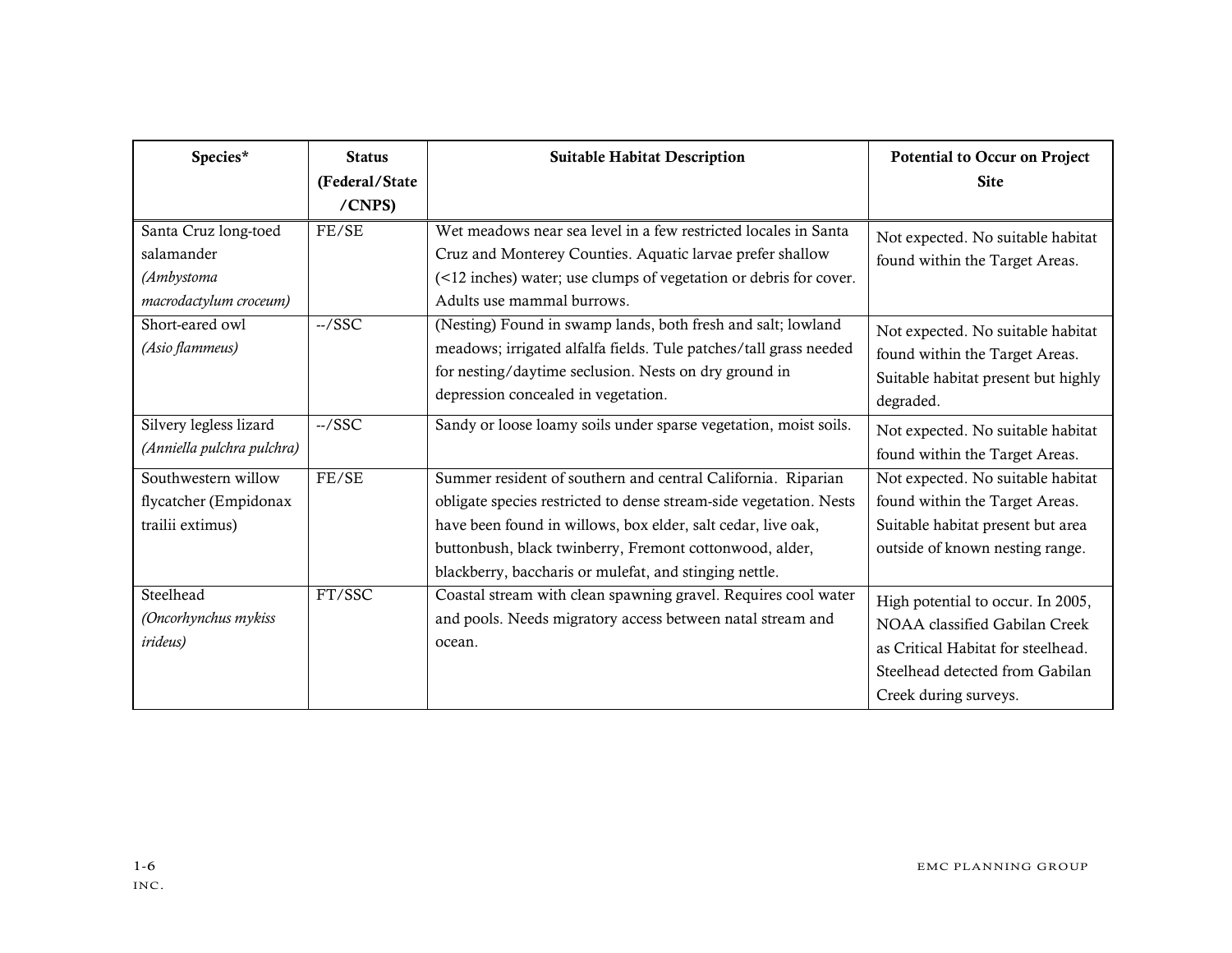| Species* | Status (Federal/State /CNPS) | Suitable Habitat Description | Potential to Occur on Project Site |
| --- | --- | --- | --- |
| Santa Cruz long-toed salamander *(Ambystoma macrodactylum croceum)* | FE/SE | Wet meadows near sea level in a few restricted locales in Santa Cruz and Monterey Counties. Aquatic larvae prefer shallow (<12 inches) water; use clumps of vegetation or debris for cover. Adults use mammal burrows. | Not expected. No suitable habitat found within the Target Areas. |
| Short-eared owl *(Asio flammeus)* | --/SSC | (Nesting) Found in swamp lands, both fresh and salt; lowland meadows; irrigated alfalfa fields. Tule patches/tall grass needed for nesting/daytime seclusion. Nests on dry ground in depression concealed in vegetation. | Not expected. No suitable habitat found within the Target Areas. Suitable habitat present but highly degraded. |
| Silvery legless lizard *(Anniella pulchra pulchra)* | --/SSC | Sandy or loose loamy soils under sparse vegetation, moist soils. | Not expected. No suitable habitat found within the Target Areas. |
| Southwestern willow flycatcher (Empidonax trailii extimus) | FE/SE | Summer resident of southern and central California. Riparian obligate species restricted to dense stream-side vegetation. Nests have been found in willows, box elder, salt cedar, live oak, buttonbush, black twinberry, Fremont cottonwood, alder, blackberry, baccharis or mulefat, and stinging nettle. | Not expected. No suitable habitat found within the Target Areas. Suitable habitat present but area outside of known nesting range. |
| Steelhead *(Oncorhynchus mykiss irideus)* | FT/SSC | Coastal stream with clean spawning gravel. Requires cool water and pools. Needs migratory access between natal stream and ocean. | High potential to occur. In 2005, NOAA classified Gabilan Creek as Critical Habitat for steelhead. Steelhead detected from Gabilan Creek during surveys. |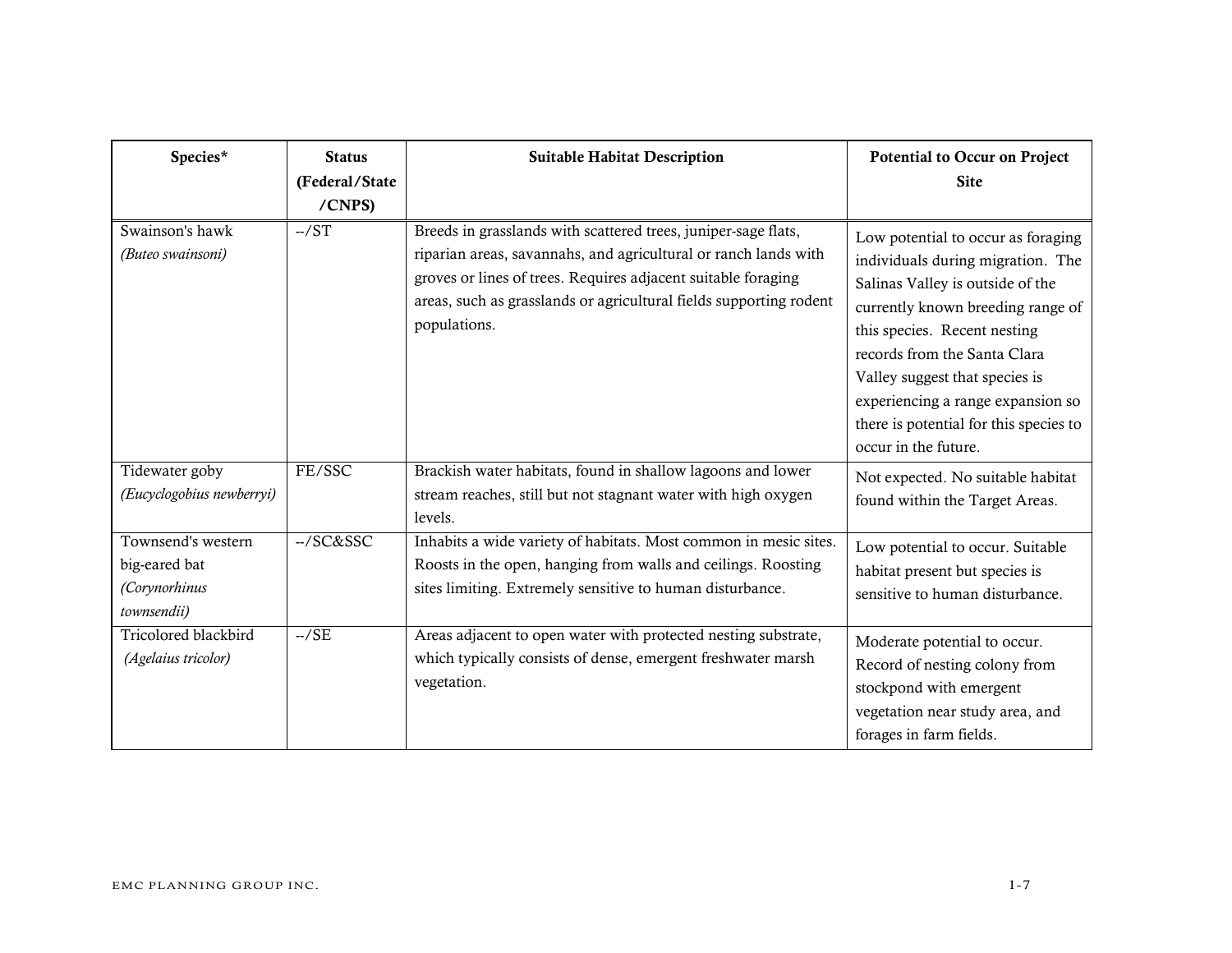| Species* | Status (Federal/State /CNPS) | Suitable Habitat Description | Potential to Occur on Project Site |
|---|---|---|---|
| Swainson's hawk *(Buteo swainsoni)* | --/ST | Breeds in grasslands with scattered trees, juniper-sage flats, riparian areas, savannahs, and agricultural or ranch lands with groves or lines of trees. Requires adjacent suitable foraging areas, such as grasslands or agricultural fields supporting rodent populations. | Low potential to occur as foraging individuals during migration. The Salinas Valley is outside of the currently known breeding range of this species. Recent nesting records from the Santa Clara Valley suggest that species is experiencing a range expansion so there is potential for this species to occur in the future. |
| Tidewater goby *(Eucyclogobius newberryi)* | FE/SSC | Brackish water habitats, found in shallow lagoons and lower stream reaches, still but not stagnant water with high oxygen levels. | Not expected. No suitable habitat found within the Target Areas. |
| Townsend's western big-eared bat *(Corynorhinus townsendii)* | --/SC&SSC | Inhabits a wide variety of habitats. Most common in mesic sites. Roosts in the open, hanging from walls and ceilings. Roosting sites limiting. Extremely sensitive to human disturbance. | Low potential to occur. Suitable habitat present but species is sensitive to human disturbance. |
| Tricolored blackbird *(Agelaius tricolor)* | --/SE | Areas adjacent to open water with protected nesting substrate, which typically consists of dense, emergent freshwater marsh vegetation. | Moderate potential to occur. Record of nesting colony from stockpond with emergent vegetation near study area, and forages in farm fields. |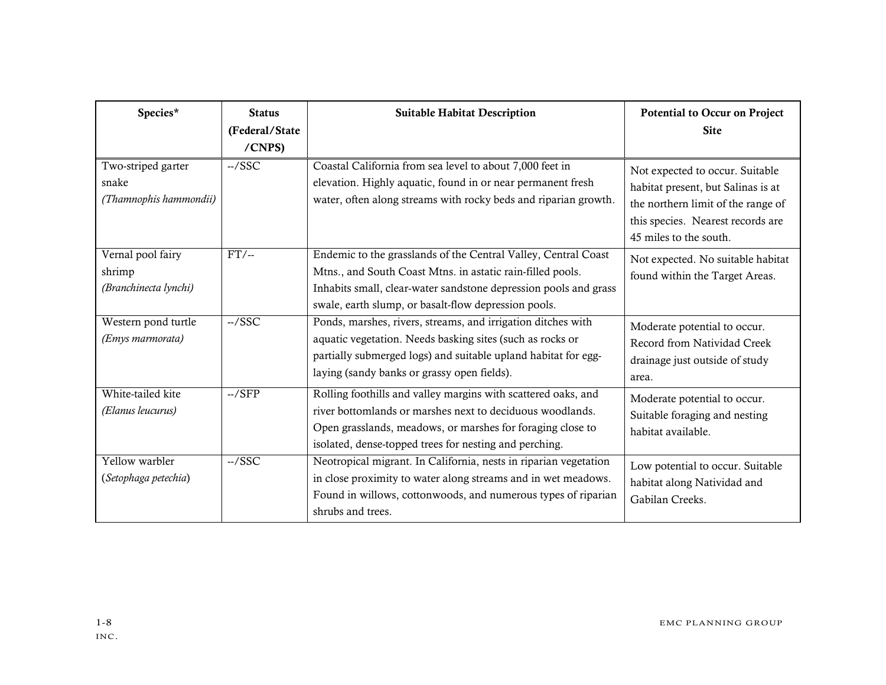| Species* | Status (Federal/State /CNPS) | Suitable Habitat Description | Potential to Occur on Project Site |
|---|---|---|---|
| Two-striped garter snake *(Thamnophis hammondii)* | --/SSC | Coastal California from sea level to about 7,000 feet in elevation. Highly aquatic, found in or near permanent fresh water, often along streams with rocky beds and riparian growth. | Not expected to occur. Suitable habitat present, but Salinas is at the northern limit of the range of this species. Nearest records are 45 miles to the south. |
| Vernal pool fairy shrimp *(Branchinecta lynchi)* | FT/-- | Endemic to the grasslands of the Central Valley, Central Coast Mtns., and South Coast Mtns. in astatic rain-filled pools. Inhabits small, clear-water sandstone depression pools and grass swale, earth slump, or basalt-flow depression pools. | Not expected. No suitable habitat found within the Target Areas. |
| Western pond turtle *(Emys marmorata)* | --/SSC | Ponds, marshes, rivers, streams, and irrigation ditches with aquatic vegetation. Needs basking sites (such as rocks or partially submerged logs) and suitable upland habitat for egg-laying (sandy banks or grassy open fields). | Moderate potential to occur. Record from Natividad Creek drainage just outside of study area. |
| White-tailed kite *(Elanus leucurus)* | --/SFP | Rolling foothills and valley margins with scattered oaks, and river bottomlands or marshes next to deciduous woodlands. Open grasslands, meadows, or marshes for foraging close to isolated, dense-topped trees for nesting and perching. | Moderate potential to occur. Suitable foraging and nesting habitat available. |
| Yellow warbler (*Setophaga petechia*) | --/SSC | Neotropical migrant. In California, nests in riparian vegetation in close proximity to water along streams and in wet meadows. Found in willows, cottonwoods, and numerous types of riparian shrubs and trees. | Low potential to occur. Suitable habitat along Natividad and Gabilan Creeks. |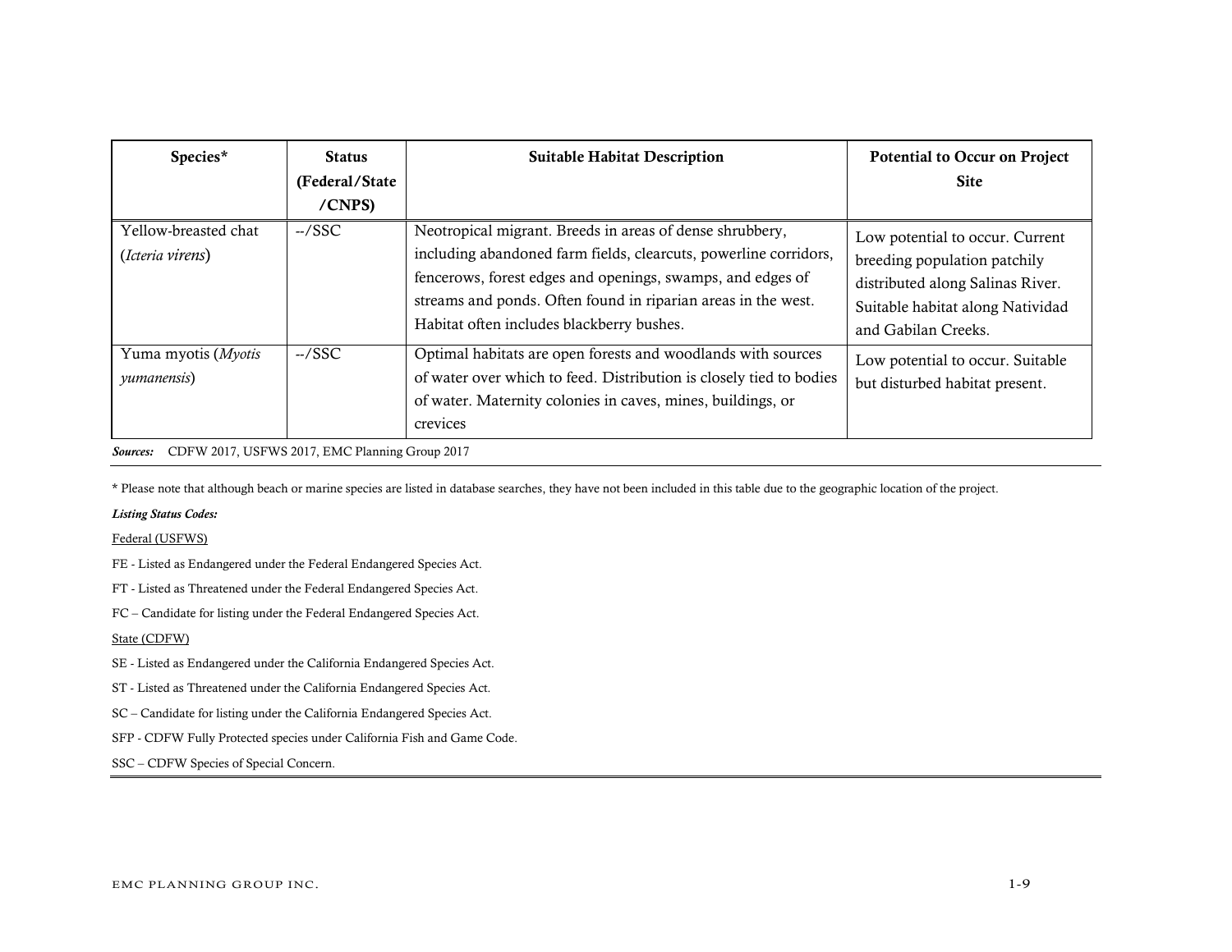| Species* | Status (Federal/State /CNPS) | Suitable Habitat Description | Potential to Occur on Project Site |
|---|---|---|---|
| Yellow-breasted chat (*Icteria virens*) | --/SSC | Neotropical migrant. Breeds in areas of dense shrubbery, including abandoned farm fields, clearcuts, powerline corridors, fencerows, forest edges and openings, swamps, and edges of streams and ponds. Often found in riparian areas in the west. Habitat often includes blackberry bushes. | Low potential to occur. Current breeding population patchily distributed along Salinas River. Suitable habitat along Natividad and Gabilan Creeks. |
| Yuma myotis (*Myotis yumanensis*) | --/SSC | Optimal habitats are open forests and woodlands with sources of water over which to feed. Distribution is closely tied to bodies of water. Maternity colonies in caves, mines, buildings, or crevices | Low potential to occur. Suitable but disturbed habitat present. |

***Sources:*** CDFW 2017, USFWS 2017, EMC Planning Group 2017

* Please note that although beach or marine species are listed in database searches, they have not been included in this table due to the geographic location of the project.

***Listing Status Codes:***

Federal (USFWS)

FE - Listed as Endangered under the Federal Endangered Species Act.

FT - Listed as Threatened under the Federal Endangered Species Act.

FC – Candidate for listing under the Federal Endangered Species Act.

State (CDFW)

SE - Listed as Endangered under the California Endangered Species Act.

ST - Listed as Threatened under the California Endangered Species Act.

SC – Candidate for listing under the California Endangered Species Act.

SFP - CDFW Fully Protected species under California Fish and Game Code.

SSC – CDFW Species of Special Concern.